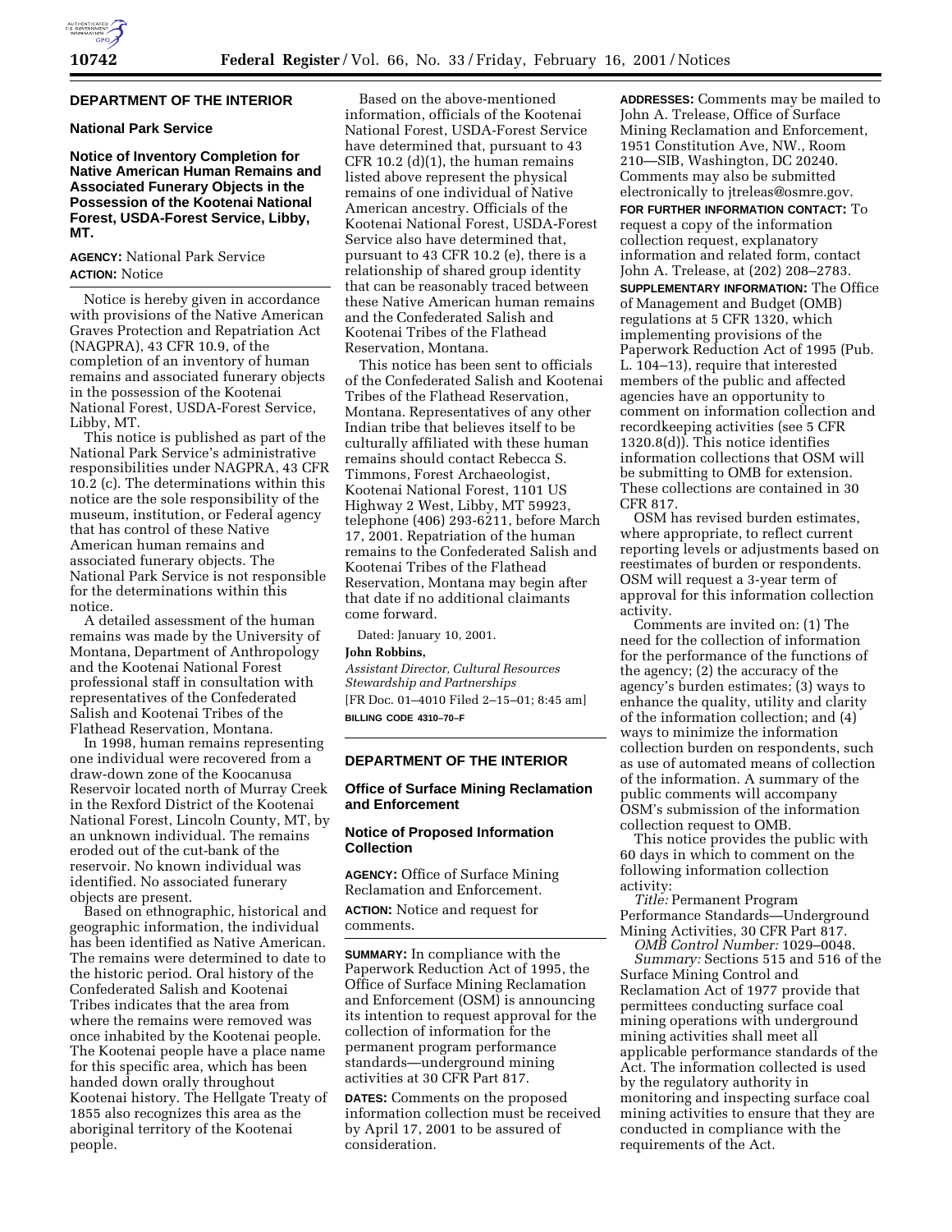## DEPARTMENT OF THE INTERIOR

### National Park Service

### Notice of Inventory Completion for Native American Human Remains and Associated Funerary Objects in the Possession of the Kootenai National Forest, USDA-Forest Service, Libby, MT.

**AGENCY:** National Park Service

**ACTION:** Notice

Notice is hereby given in accordance with provisions of the Native American Graves Protection and Repatriation Act (NAGPRA), 43 CFR 10.9, of the completion of an inventory of human remains and associated funerary objects in the possession of the Kootenai National Forest, USDA-Forest Service, Libby, MT.

This notice is published as part of the National Park Service's administrative responsibilities under NAGPRA, 43 CFR 10.2 (c). The determinations within this notice are the sole responsibility of the museum, institution, or Federal agency that has control of these Native American human remains and associated funerary objects. The National Park Service is not responsible for the determinations within this notice.

A detailed assessment of the human remains was made by the University of Montana, Department of Anthropology and the Kootenai National Forest professional staff in consultation with representatives of the Confederated Salish and Kootenai Tribes of the Flathead Reservation, Montana.

In 1998, human remains representing one individual were recovered from a draw-down zone of the Koocanusa Reservoir located north of Murray Creek in the Rexford District of the Kootenai National Forest, Lincoln County, MT, by an unknown individual. The remains eroded out of the cut-bank of the reservoir. No known individual was identified. No associated funerary objects are present.

Based on ethnographic, historical and geographic information, the individual has been identified as Native American. The remains were determined to date to the historic period. Oral history of the Confederated Salish and Kootenai Tribes indicates that the area from where the remains were removed was once inhabited by the Kootenai people. The Kootenai people have a place name for this specific area, which has been handed down orally throughout Kootenai history. The Hellgate Treaty of 1855 also recognizes this area as the aboriginal territory of the Kootenai people.

Based on the above-mentioned information, officials of the Kootenai National Forest, USDA-Forest Service have determined that, pursuant to 43 CFR 10.2 (d)(1), the human remains listed above represent the physical remains of one individual of Native American ancestry. Officials of the Kootenai National Forest, USDA-Forest Service also have determined that, pursuant to 43 CFR 10.2 (e), there is a relationship of shared group identity that can be reasonably traced between these Native American human remains and the Confederated Salish and Kootenai Tribes of the Flathead Reservation, Montana.

This notice has been sent to officials of the Confederated Salish and Kootenai Tribes of the Flathead Reservation, Montana. Representatives of any other Indian tribe that believes itself to be culturally affiliated with these human remains should contact Rebecca S. Timmons, Forest Archaeologist, Kootenai National Forest, 1101 US Highway 2 West, Libby, MT 59923, telephone (406) 293-6211, before March 17, 2001. Repatriation of the human remains to the Confederated Salish and Kootenai Tribes of the Flathead Reservation, Montana may begin after that date if no additional claimants come forward.

Dated: January 10, 2001.

**John Robbins,**

*Assistant Director, Cultural Resources Stewardship and Partnerships*

[FR Doc. 01–4010 Filed 2–15–01; 8:45 am]

**BILLING CODE 4310–70–F**

## DEPARTMENT OF THE INTERIOR

### Office of Surface Mining Reclamation and Enforcement

### Notice of Proposed Information Collection

**AGENCY:** Office of Surface Mining Reclamation and Enforcement.

**ACTION:** Notice and request for comments.

**SUMMARY:** In compliance with the Paperwork Reduction Act of 1995, the Office of Surface Mining Reclamation and Enforcement (OSM) is announcing its intention to request approval for the collection of information for the permanent program performance standards—underground mining activities at 30 CFR Part 817.

**DATES:** Comments on the proposed information collection must be received by April 17, 2001 to be assured of consideration.

**ADDRESSES:** Comments may be mailed to John A. Trelease, Office of Surface Mining Reclamation and Enforcement, 1951 Constitution Ave, NW., Room 210—SIB, Washington, DC 20240. Comments may also be submitted electronically to jtreleas@osmre.gov.

**FOR FURTHER INFORMATION CONTACT:** To request a copy of the information collection request, explanatory information and related form, contact John A. Trelease, at (202) 208–2783.

**SUPPLEMENTARY INFORMATION:** The Office of Management and Budget (OMB) regulations at 5 CFR 1320, which implementing provisions of the Paperwork Reduction Act of 1995 (Pub. L. 104–13), require that interested members of the public and affected agencies have an opportunity to comment on information collection and recordkeeping activities (see 5 CFR 1320.8(d)). This notice identifies information collections that OSM will be submitting to OMB for extension. These collections are contained in 30 CFR 817.

OSM has revised burden estimates, where appropriate, to reflect current reporting levels or adjustments based on reestimates of burden or respondents. OSM will request a 3-year term of approval for this information collection activity.

Comments are invited on: (1) The need for the collection of information for the performance of the functions of the agency; (2) the accuracy of the agency's burden estimates; (3) ways to enhance the quality, utility and clarity of the information collection; and (4) ways to minimize the information collection burden on respondents, such as use of automated means of collection of the information. A summary of the public comments will accompany OSM's submission of the information collection request to OMB.

This notice provides the public with 60 days in which to comment on the following information collection activity:

*Title:* Permanent Program Performance Standards—Underground Mining Activities, 30 CFR Part 817.

*OMB Control Number:* 1029–0048.

*Summary:* Sections 515 and 516 of the Surface Mining Control and Reclamation Act of 1977 provide that permittees conducting surface coal mining operations with underground mining activities shall meet all applicable performance standards of the Act. The information collected is used by the regulatory authority in monitoring and inspecting surface coal mining activities to ensure that they are conducted in compliance with the requirements of the Act.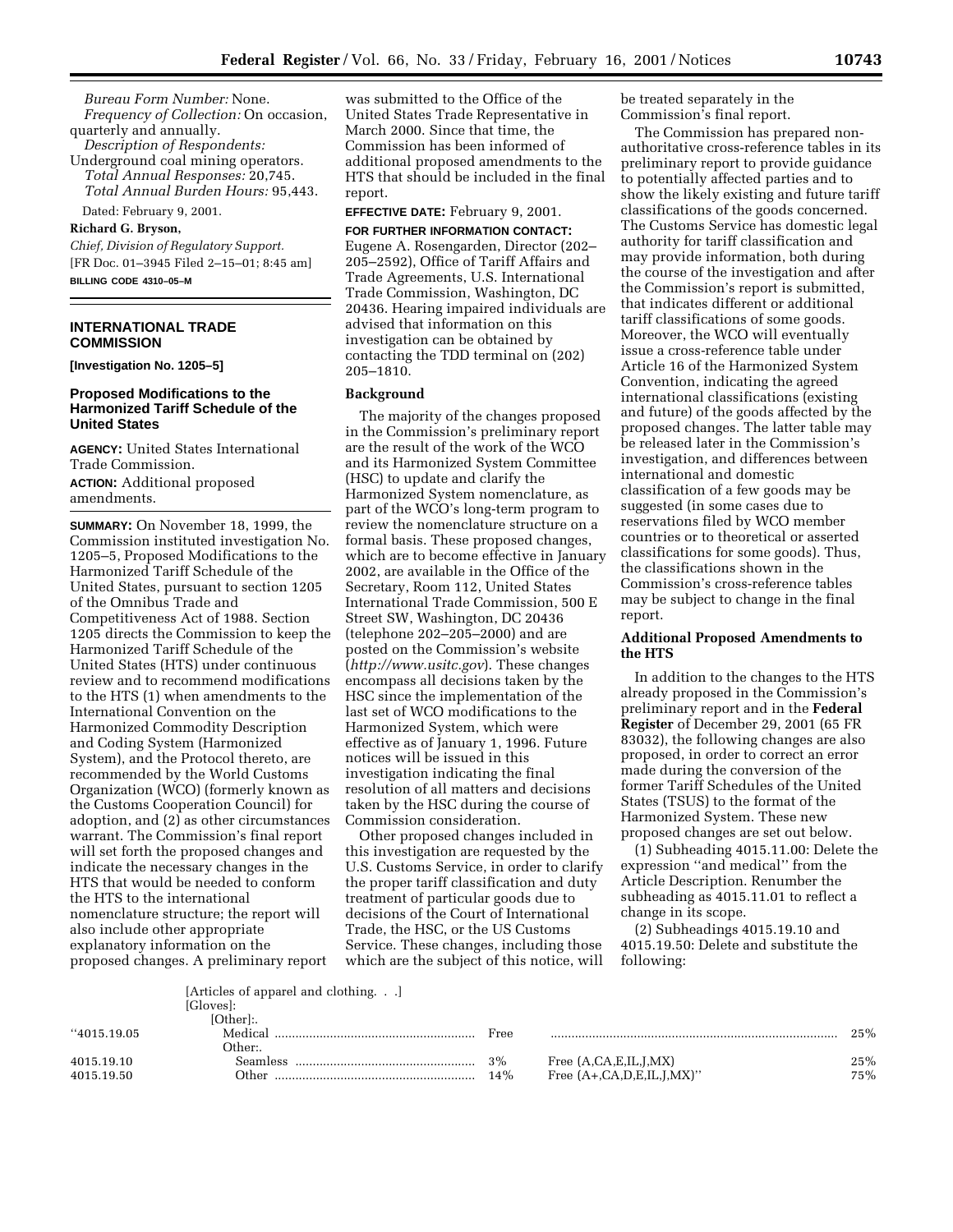*Bureau Form Number:* None.

*Frequency of Collection:* On occasion, quarterly and annually.

*Description of Respondents:* Underground coal mining operators.

*Total Annual Responses:* 20,745.

*Total Annual Burden Hours:* 95,443.

Dated: February 9, 2001.

**Richard G. Bryson,**

*Chief, Division of Regulatory Support.*

[FR Doc. 01–3945 Filed 2–15–01; 8:45 am]

**BILLING CODE 4310–05–M**

## INTERNATIONAL TRADE COMMISSION

**[Investigation No. 1205–5]**

### Proposed Modifications to the Harmonized Tariff Schedule of the United States

**AGENCY:** United States International Trade Commission.

**ACTION:** Additional proposed amendments.

**SUMMARY:** On November 18, 1999, the Commission instituted investigation No. 1205–5, Proposed Modifications to the Harmonized Tariff Schedule of the United States, pursuant to section 1205 of the Omnibus Trade and Competitiveness Act of 1988. Section 1205 directs the Commission to keep the Harmonized Tariff Schedule of the United States (HTS) under continuous review and to recommend modifications to the HTS (1) when amendments to the International Convention on the Harmonized Commodity Description and Coding System (Harmonized System), and the Protocol thereto, are recommended by the World Customs Organization (WCO) (formerly known as the Customs Cooperation Council) for adoption, and (2) as other circumstances warrant. The Commission's final report will set forth the proposed changes and indicate the necessary changes in the HTS that would be needed to conform the HTS to the international nomenclature structure; the report will also include other appropriate explanatory information on the proposed changes. A preliminary report was submitted to the Office of the United States Trade Representative in March 2000. Since that time, the Commission has been informed of additional proposed amendments to the HTS that should be included in the final report.

**EFFECTIVE DATE:** February 9, 2001.

**FOR FURTHER INFORMATION CONTACT:** Eugene A. Rosengarden, Director (202–205–2592), Office of Tariff Affairs and Trade Agreements, U.S. International Trade Commission, Washington, DC 20436. Hearing impaired individuals are advised that information on this investigation can be obtained by contacting the TDD terminal on (202) 205–1810.

#### Background

The majority of the changes proposed in the Commission's preliminary report are the result of the work of the WCO and its Harmonized System Committee (HSC) to update and clarify the Harmonized System nomenclature, as part of the WCO's long-term program to review the nomenclature structure on a formal basis. These proposed changes, which are to become effective in January 2002, are available in the Office of the Secretary, Room 112, United States International Trade Commission, 500 E Street SW, Washington, DC 20436 (telephone 202–205–2000) and are posted on the Commission's website (*http://www.usitc.gov*). These changes encompass all decisions taken by the HSC since the implementation of the last set of WCO modifications to the Harmonized System, which were effective as of January 1, 1996. Future notices will be issued in this investigation indicating the final resolution of all matters and decisions taken by the HSC during the course of Commission consideration.

Other proposed changes included in this investigation are requested by the U.S. Customs Service, in order to clarify the proper tariff classification and duty treatment of particular goods due to decisions of the Court of International Trade, the HSC, or the US Customs Service. These changes, including those which are the subject of this notice, will be treated separately in the Commission's final report.

The Commission has prepared non-authoritative cross-reference tables in its preliminary report to provide guidance to potentially affected parties and to show the likely existing and future tariff classifications of the goods concerned. The Customs Service has domestic legal authority for tariff classification and may provide information, both during the course of the investigation and after the Commission's report is submitted, that indicates different or additional tariff classifications of some goods. Moreover, the WCO will eventually issue a cross-reference table under Article 16 of the Harmonized System Convention, indicating the agreed international classifications (existing and future) of the goods affected by the proposed changes. The latter table may be released later in the Commission's investigation, and differences between international and domestic classification of a few goods may be suggested (in some cases due to reservations filed by WCO member countries or to theoretical or asserted classifications for some goods). Thus, the classifications shown in the Commission's cross-reference tables may be subject to change in the final report.

#### Additional Proposed Amendments to the HTS

In addition to the changes to the HTS already proposed in the Commission's preliminary report and in the **Federal Register** of December 29, 2001 (65 FR 83032), the following changes are also proposed, in order to correct an error made during the conversion of the former Tariff Schedules of the United States (TSUS) to the format of the Harmonized System. These new proposed changes are set out below.

(1) Subheading 4015.11.00: Delete the expression ''and medical'' from the Article Description. Renumber the subheading as 4015.11.01 to reflect a change in its scope.

(2) Subheadings 4015.19.10 and 4015.19.50: Delete and substitute the following:

| | | | | |
|---|---|---|---|---|
| | [Articles of apparel and clothing. . .] | | | |
| | [Gloves]: | | | |
| | [Other]:. | | | |
| ''4015.19.05 | Medical | Free | | 25% |
| | Other:. | | | |
| 4015.19.10 | Seamless | 3% | Free (A,CA,E,IL,J,MX) | 25% |
| 4015.19.50 | Other | 14% | Free (A+,CA,D,E,IL,J,MX)'' | 75% |